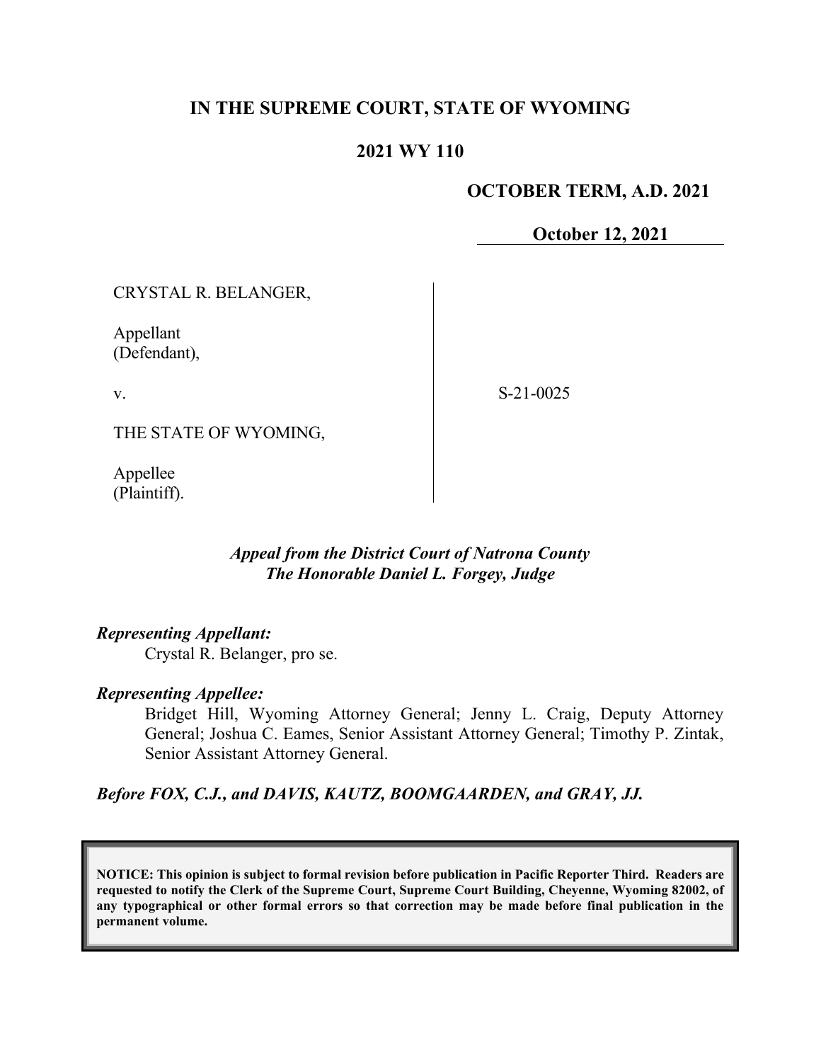**IN THE SUPREME COURT, STATE OF WYOMING**

**2021 WY 110**

**OCTOBER TERM, A.D. 2021**

**October 12, 2021**

CRYSTAL R. BELANGER,

Appellant
(Defendant),

v.

THE STATE OF WYOMING,

Appellee
(Plaintiff).

S-21-0025

*Appeal from the District Court of Natrona County*
*The Honorable Daniel L. Forgey, Judge*

***Representing Appellant:***
Crystal R. Belanger, pro se.

***Representing Appellee:***
Bridget Hill, Wyoming Attorney General; Jenny L. Craig, Deputy Attorney General; Joshua C. Eames, Senior Assistant Attorney General; Timothy P. Zintak, Senior Assistant Attorney General.

***Before FOX, C.J., and DAVIS, KAUTZ, BOOMGAARDEN, and GRAY, JJ.***

**NOTICE: This opinion is subject to formal revision before publication in Pacific Reporter Third. Readers are requested to notify the Clerk of the Supreme Court, Supreme Court Building, Cheyenne, Wyoming 82002, of any typographical or other formal errors so that correction may be made before final publication in the permanent volume.**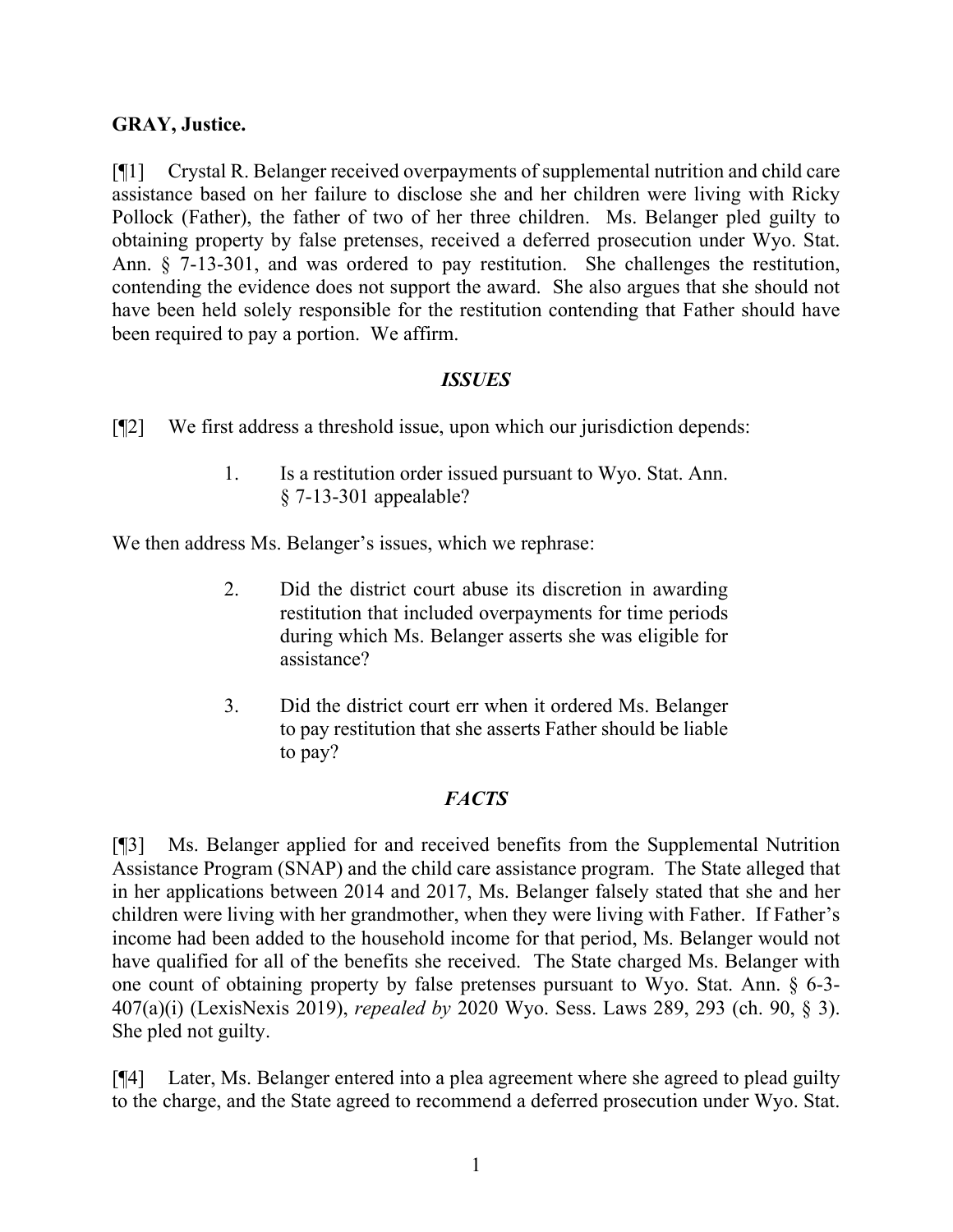**GRAY, Justice.**

[¶1] Crystal R. Belanger received overpayments of supplemental nutrition and child care assistance based on her failure to disclose she and her children were living with Ricky Pollock (Father), the father of two of her three children. Ms. Belanger pled guilty to obtaining property by false pretenses, received a deferred prosecution under Wyo. Stat. Ann. § 7-13-301, and was ordered to pay restitution. She challenges the restitution, contending the evidence does not support the award. She also argues that she should not have been held solely responsible for the restitution contending that Father should have been required to pay a portion. We affirm.

## *ISSUES*

[¶2] We first address a threshold issue, upon which our jurisdiction depends:

> 1. Is a restitution order issued pursuant to Wyo. Stat. Ann. § 7-13-301 appealable?

We then address Ms. Belanger's issues, which we rephrase:

> 2. Did the district court abuse its discretion in awarding restitution that included overpayments for time periods during which Ms. Belanger asserts she was eligible for assistance?
>
> 3. Did the district court err when it ordered Ms. Belanger to pay restitution that she asserts Father should be liable to pay?

## *FACTS*

[¶3] Ms. Belanger applied for and received benefits from the Supplemental Nutrition Assistance Program (SNAP) and the child care assistance program. The State alleged that in her applications between 2014 and 2017, Ms. Belanger falsely stated that she and her children were living with her grandmother, when they were living with Father. If Father's income had been added to the household income for that period, Ms. Belanger would not have qualified for all of the benefits she received. The State charged Ms. Belanger with one count of obtaining property by false pretenses pursuant to Wyo. Stat. Ann. § 6-3-407(a)(i) (LexisNexis 2019), *repealed by* 2020 Wyo. Sess. Laws 289, 293 (ch. 90, § 3). She pled not guilty.

[¶4] Later, Ms. Belanger entered into a plea agreement where she agreed to plead guilty to the charge, and the State agreed to recommend a deferred prosecution under Wyo. Stat.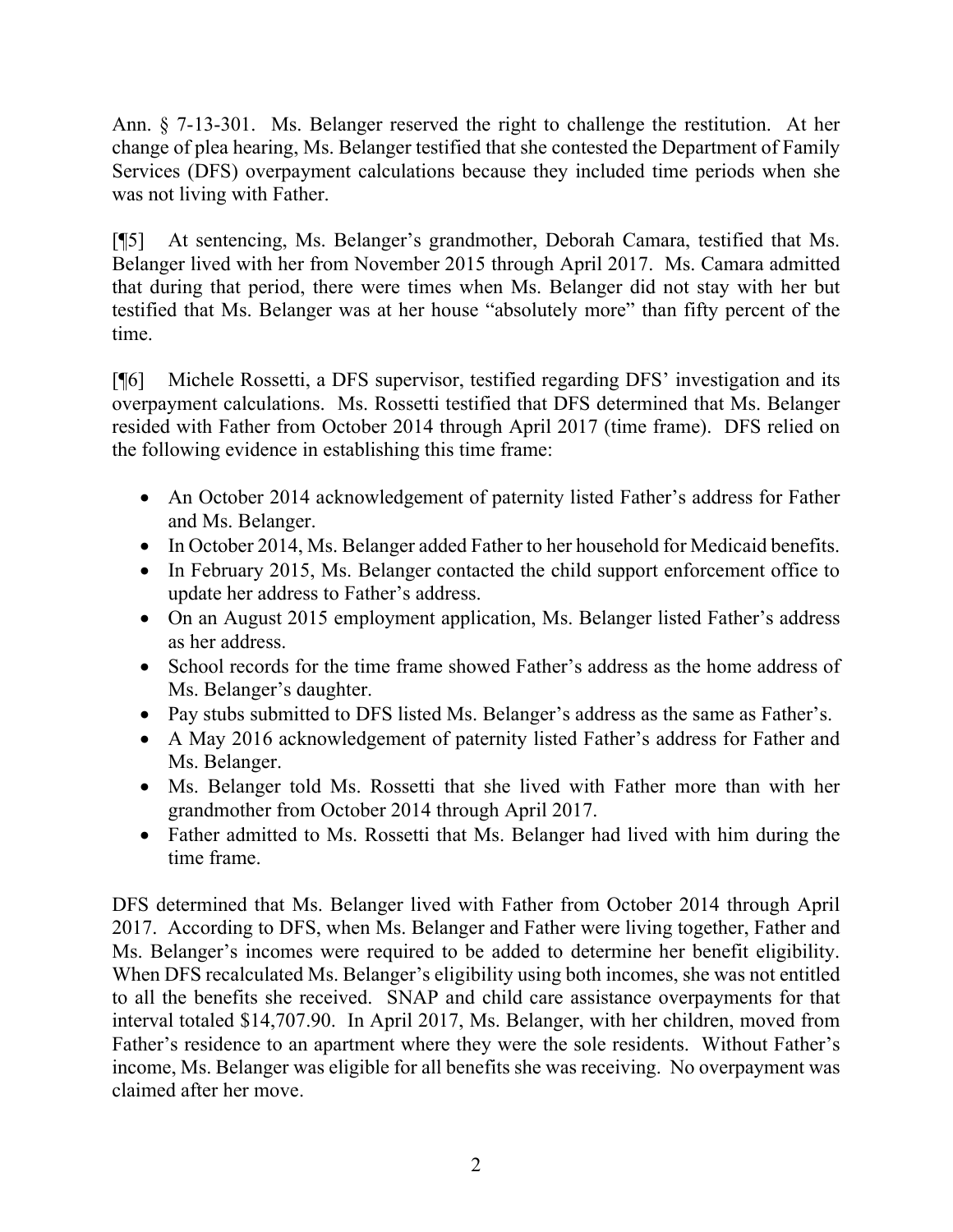Ann. § 7-13-301. Ms. Belanger reserved the right to challenge the restitution. At her change of plea hearing, Ms. Belanger testified that she contested the Department of Family Services (DFS) overpayment calculations because they included time periods when she was not living with Father.

[¶5] At sentencing, Ms. Belanger's grandmother, Deborah Camara, testified that Ms. Belanger lived with her from November 2015 through April 2017. Ms. Camara admitted that during that period, there were times when Ms. Belanger did not stay with her but testified that Ms. Belanger was at her house "absolutely more" than fifty percent of the time.

[¶6] Michele Rossetti, a DFS supervisor, testified regarding DFS' investigation and its overpayment calculations. Ms. Rossetti testified that DFS determined that Ms. Belanger resided with Father from October 2014 through April 2017 (time frame). DFS relied on the following evidence in establishing this time frame:

- An October 2014 acknowledgement of paternity listed Father's address for Father and Ms. Belanger.
- In October 2014, Ms. Belanger added Father to her household for Medicaid benefits.
- In February 2015, Ms. Belanger contacted the child support enforcement office to update her address to Father's address.
- On an August 2015 employment application, Ms. Belanger listed Father's address as her address.
- School records for the time frame showed Father's address as the home address of Ms. Belanger's daughter.
- Pay stubs submitted to DFS listed Ms. Belanger's address as the same as Father's.
- A May 2016 acknowledgement of paternity listed Father's address for Father and Ms. Belanger.
- Ms. Belanger told Ms. Rossetti that she lived with Father more than with her grandmother from October 2014 through April 2017.
- Father admitted to Ms. Rossetti that Ms. Belanger had lived with him during the time frame.

DFS determined that Ms. Belanger lived with Father from October 2014 through April 2017. According to DFS, when Ms. Belanger and Father were living together, Father and Ms. Belanger's incomes were required to be added to determine her benefit eligibility. When DFS recalculated Ms. Belanger's eligibility using both incomes, she was not entitled to all the benefits she received. SNAP and child care assistance overpayments for that interval totaled $14,707.90. In April 2017, Ms. Belanger, with her children, moved from Father's residence to an apartment where they were the sole residents. Without Father's income, Ms. Belanger was eligible for all benefits she was receiving. No overpayment was claimed after her move.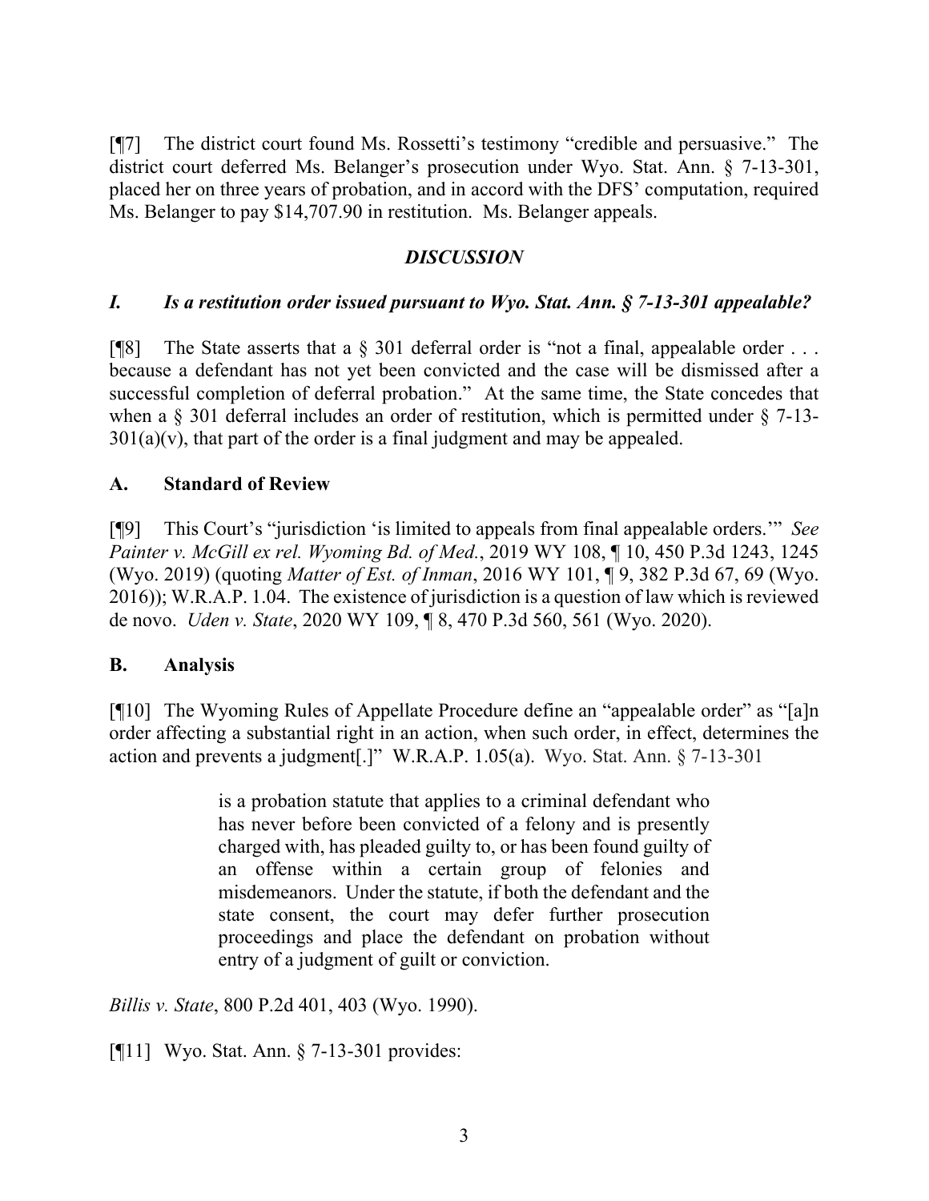[¶7] The district court found Ms. Rossetti's testimony "credible and persuasive." The district court deferred Ms. Belanger's prosecution under Wyo. Stat. Ann. § 7-13-301, placed her on three years of probation, and in accord with the DFS' computation, required Ms. Belanger to pay $14,707.90 in restitution. Ms. Belanger appeals.

## *DISCUSSION*

### *I. Is a restitution order issued pursuant to Wyo. Stat. Ann. § 7-13-301 appealable?*

[¶8] The State asserts that a § 301 deferral order is "not a final, appealable order . . . because a defendant has not yet been convicted and the case will be dismissed after a successful completion of deferral probation." At the same time, the State concedes that when a § 301 deferral includes an order of restitution, which is permitted under § 7-13-301(a)(v), that part of the order is a final judgment and may be appealed.

### A. Standard of Review

[¶9] This Court's "jurisdiction 'is limited to appeals from final appealable orders.'" *See Painter v. McGill ex rel. Wyoming Bd. of Med.*, 2019 WY 108, ¶ 10, 450 P.3d 1243, 1245 (Wyo. 2019) (quoting *Matter of Est. of Inman*, 2016 WY 101, ¶ 9, 382 P.3d 67, 69 (Wyo. 2016)); W.R.A.P. 1.04. The existence of jurisdiction is a question of law which is reviewed de novo. *Uden v. State*, 2020 WY 109, ¶ 8, 470 P.3d 560, 561 (Wyo. 2020).

### B. Analysis

[¶10] The Wyoming Rules of Appellate Procedure define an "appealable order" as "[a]n order affecting a substantial right in an action, when such order, in effect, determines the action and prevents a judgment[.]" W.R.A.P. 1.05(a). Wyo. Stat. Ann. § 7-13-301

> is a probation statute that applies to a criminal defendant who has never before been convicted of a felony and is presently charged with, has pleaded guilty to, or has been found guilty of an offense within a certain group of felonies and misdemeanors. Under the statute, if both the defendant and the state consent, the court may defer further prosecution proceedings and place the defendant on probation without entry of a judgment of guilt or conviction.

*Billis v. State*, 800 P.2d 401, 403 (Wyo. 1990).

[¶11] Wyo. Stat. Ann. § 7-13-301 provides: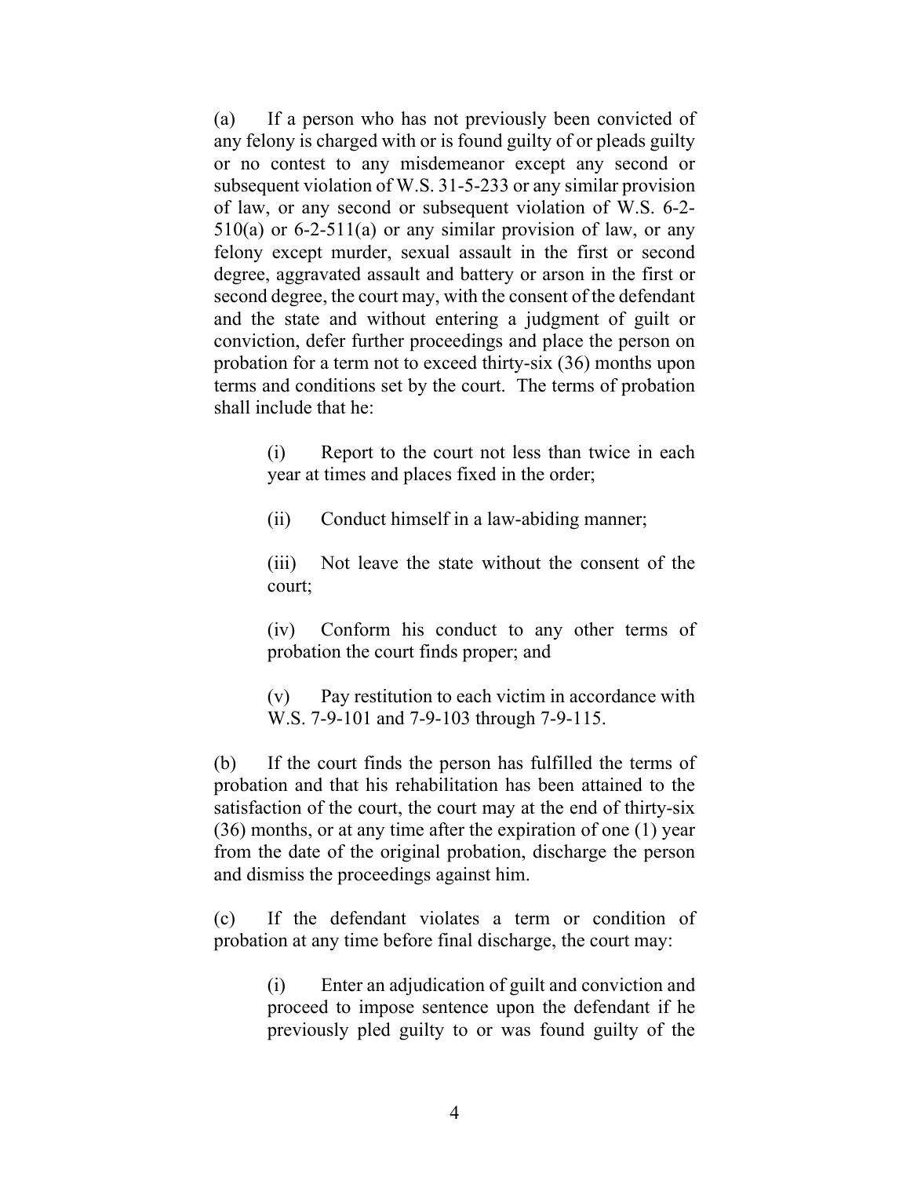(a) If a person who has not previously been convicted of any felony is charged with or is found guilty of or pleads guilty or no contest to any misdemeanor except any second or subsequent violation of W.S. 31-5-233 or any similar provision of law, or any second or subsequent violation of W.S. 6-2-510(a) or 6-2-511(a) or any similar provision of law, or any felony except murder, sexual assault in the first or second degree, aggravated assault and battery or arson in the first or second degree, the court may, with the consent of the defendant and the state and without entering a judgment of guilt or conviction, defer further proceedings and place the person on probation for a term not to exceed thirty-six (36) months upon terms and conditions set by the court. The terms of probation shall include that he:

> (i) Report to the court not less than twice in each year at times and places fixed in the order;
>
> (ii) Conduct himself in a law-abiding manner;
>
> (iii) Not leave the state without the consent of the court;
>
> (iv) Conform his conduct to any other terms of probation the court finds proper; and
>
> (v) Pay restitution to each victim in accordance with W.S. 7-9-101 and 7-9-103 through 7-9-115.

(b) If the court finds the person has fulfilled the terms of probation and that his rehabilitation has been attained to the satisfaction of the court, the court may at the end of thirty-six (36) months, or at any time after the expiration of one (1) year from the date of the original probation, discharge the person and dismiss the proceedings against him.

(c) If the defendant violates a term or condition of probation at any time before final discharge, the court may:

> (i) Enter an adjudication of guilt and conviction and proceed to impose sentence upon the defendant if he previously pled guilty to or was found guilty of the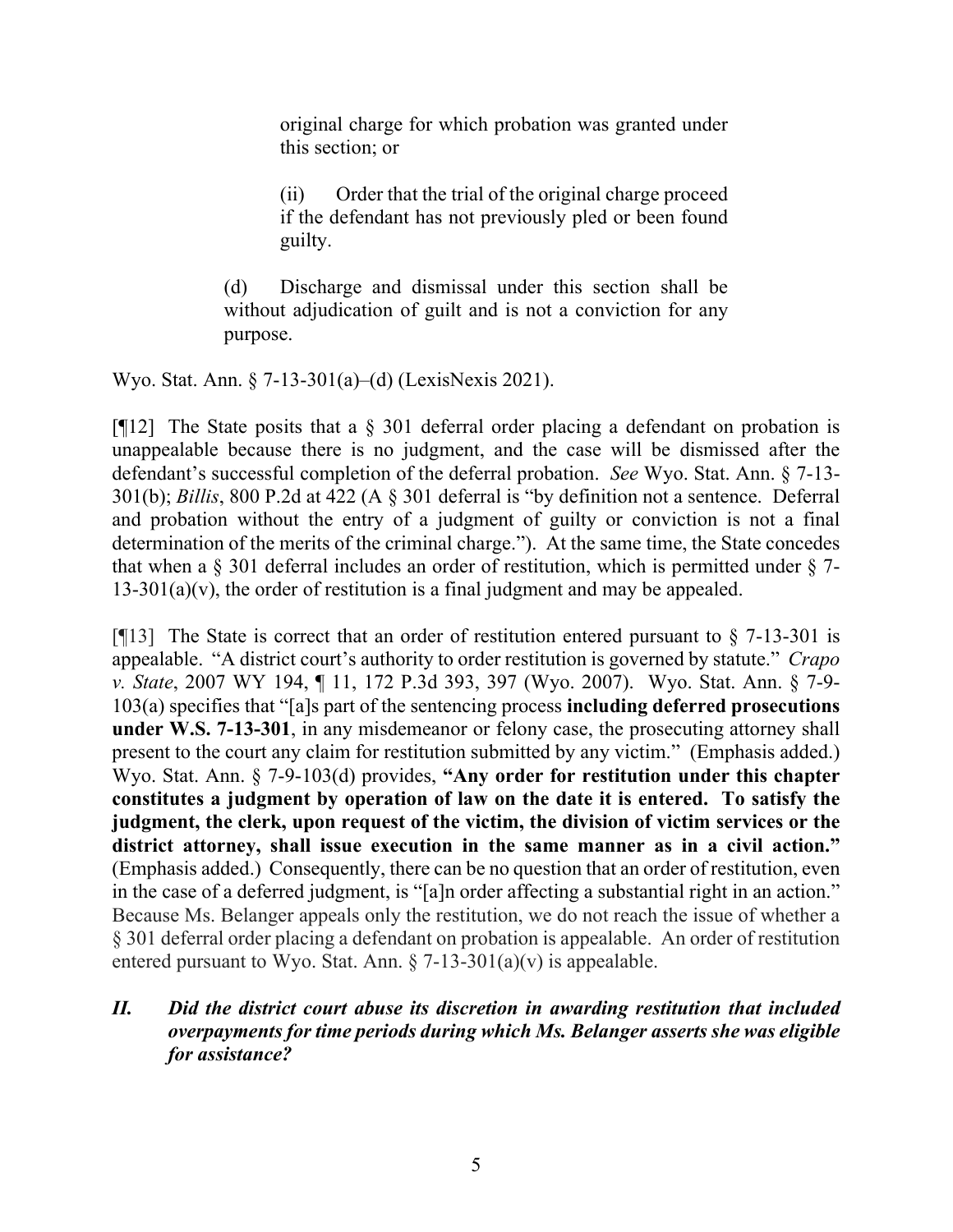> original charge for which probation was granted under this section; or
>
> (ii) Order that the trial of the original charge proceed if the defendant has not previously pled or been found guilty.
>
> (d) Discharge and dismissal under this section shall be without adjudication of guilt and is not a conviction for any purpose.

Wyo. Stat. Ann. § 7-13-301(a)–(d) (LexisNexis 2021).

[¶12] The State posits that a § 301 deferral order placing a defendant on probation is unappealable because there is no judgment, and the case will be dismissed after the defendant's successful completion of the deferral probation. *See* Wyo. Stat. Ann. § 7-13-301(b); *Billis*, 800 P.2d at 422 (A § 301 deferral is "by definition not a sentence. Deferral and probation without the entry of a judgment of guilty or conviction is not a final determination of the merits of the criminal charge."). At the same time, the State concedes that when a § 301 deferral includes an order of restitution, which is permitted under § 7-13-301(a)(v), the order of restitution is a final judgment and may be appealed.

[¶13] The State is correct that an order of restitution entered pursuant to § 7-13-301 is appealable. "A district court's authority to order restitution is governed by statute." *Crapo v. State*, 2007 WY 194, ¶ 11, 172 P.3d 393, 397 (Wyo. 2007). Wyo. Stat. Ann. § 7-9-103(a) specifies that "[a]s part of the sentencing process **including deferred prosecutions under W.S. 7-13-301**, in any misdemeanor or felony case, the prosecuting attorney shall present to the court any claim for restitution submitted by any victim." (Emphasis added.) Wyo. Stat. Ann. § 7-9-103(d) provides, **"Any order for restitution under this chapter constitutes a judgment by operation of law on the date it is entered. To satisfy the judgment, the clerk, upon request of the victim, the division of victim services or the district attorney, shall issue execution in the same manner as in a civil action."** (Emphasis added.) Consequently, there can be no question that an order of restitution, even in the case of a deferred judgment, is "[a]n order affecting a substantial right in an action." Because Ms. Belanger appeals only the restitution, we do not reach the issue of whether a § 301 deferral order placing a defendant on probation is appealable. An order of restitution entered pursuant to Wyo. Stat. Ann. § 7-13-301(a)(v) is appealable.

### ***II. Did the district court abuse its discretion in awarding restitution that included overpayments for time periods during which Ms. Belanger asserts she was eligible for assistance?***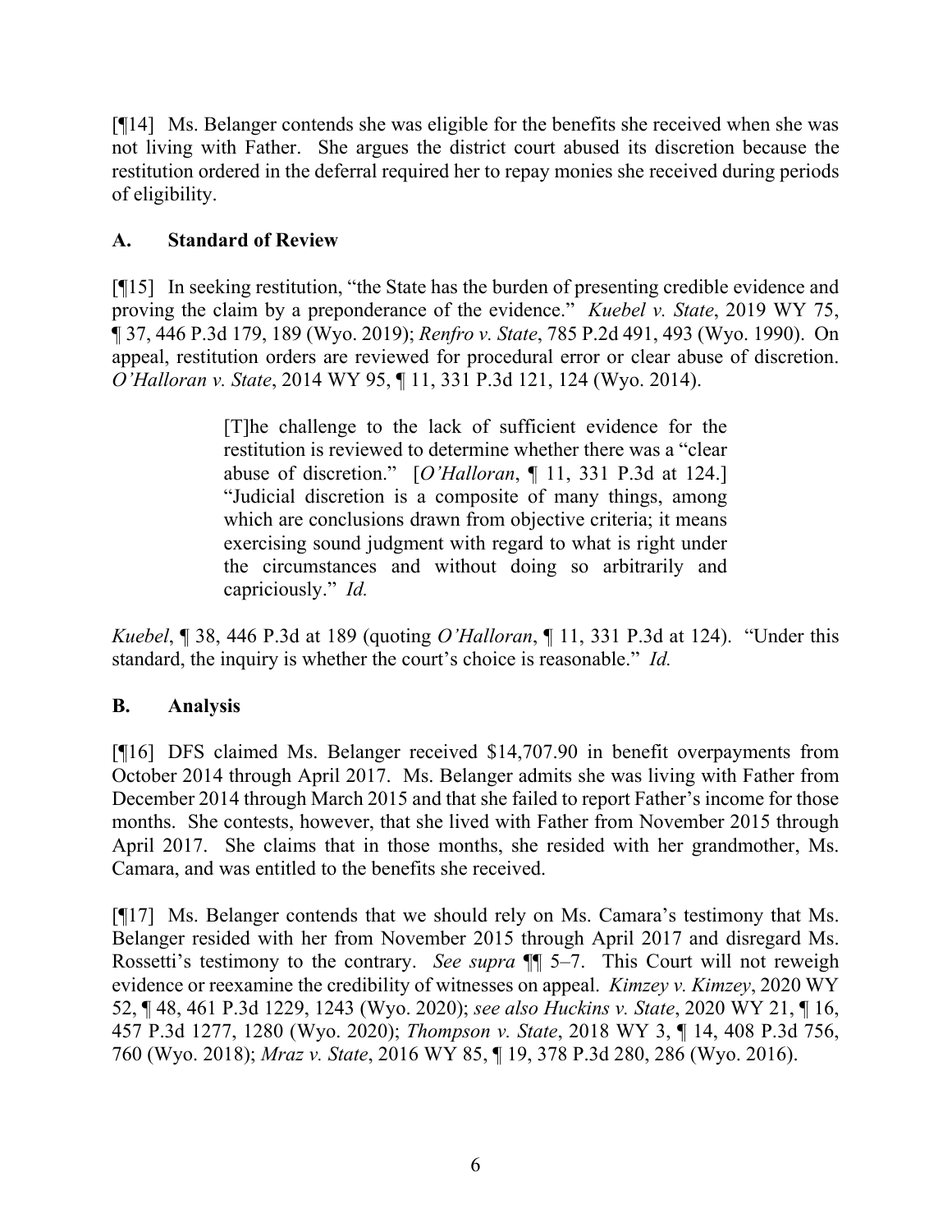[¶14] Ms. Belanger contends she was eligible for the benefits she received when she was not living with Father. She argues the district court abused its discretion because the restitution ordered in the deferral required her to repay monies she received during periods of eligibility.

## A. Standard of Review

[¶15] In seeking restitution, "the State has the burden of presenting credible evidence and proving the claim by a preponderance of the evidence." *Kuebel v. State*, 2019 WY 75, ¶ 37, 446 P.3d 179, 189 (Wyo. 2019); *Renfro v. State*, 785 P.2d 491, 493 (Wyo. 1990). On appeal, restitution orders are reviewed for procedural error or clear abuse of discretion. *O'Halloran v. State*, 2014 WY 95, ¶ 11, 331 P.3d 121, 124 (Wyo. 2014).

> [T]he challenge to the lack of sufficient evidence for the restitution is reviewed to determine whether there was a "clear abuse of discretion." [*O'Halloran*, ¶ 11, 331 P.3d at 124.] "Judicial discretion is a composite of many things, among which are conclusions drawn from objective criteria; it means exercising sound judgment with regard to what is right under the circumstances and without doing so arbitrarily and capriciously." *Id.*

*Kuebel*, ¶ 38, 446 P.3d at 189 (quoting *O'Halloran*, ¶ 11, 331 P.3d at 124). "Under this standard, the inquiry is whether the court's choice is reasonable." *Id.*

## B. Analysis

[¶16] DFS claimed Ms. Belanger received $14,707.90 in benefit overpayments from October 2014 through April 2017. Ms. Belanger admits she was living with Father from December 2014 through March 2015 and that she failed to report Father's income for those months. She contests, however, that she lived with Father from November 2015 through April 2017. She claims that in those months, she resided with her grandmother, Ms. Camara, and was entitled to the benefits she received.

[¶17] Ms. Belanger contends that we should rely on Ms. Camara's testimony that Ms. Belanger resided with her from November 2015 through April 2017 and disregard Ms. Rossetti's testimony to the contrary. *See supra* ¶¶ 5–7. This Court will not reweigh evidence or reexamine the credibility of witnesses on appeal. *Kimzey v. Kimzey*, 2020 WY 52, ¶ 48, 461 P.3d 1229, 1243 (Wyo. 2020); *see also Huckins v. State*, 2020 WY 21, ¶ 16, 457 P.3d 1277, 1280 (Wyo. 2020); *Thompson v. State*, 2018 WY 3, ¶ 14, 408 P.3d 756, 760 (Wyo. 2018); *Mraz v. State*, 2016 WY 85, ¶ 19, 378 P.3d 280, 286 (Wyo. 2016).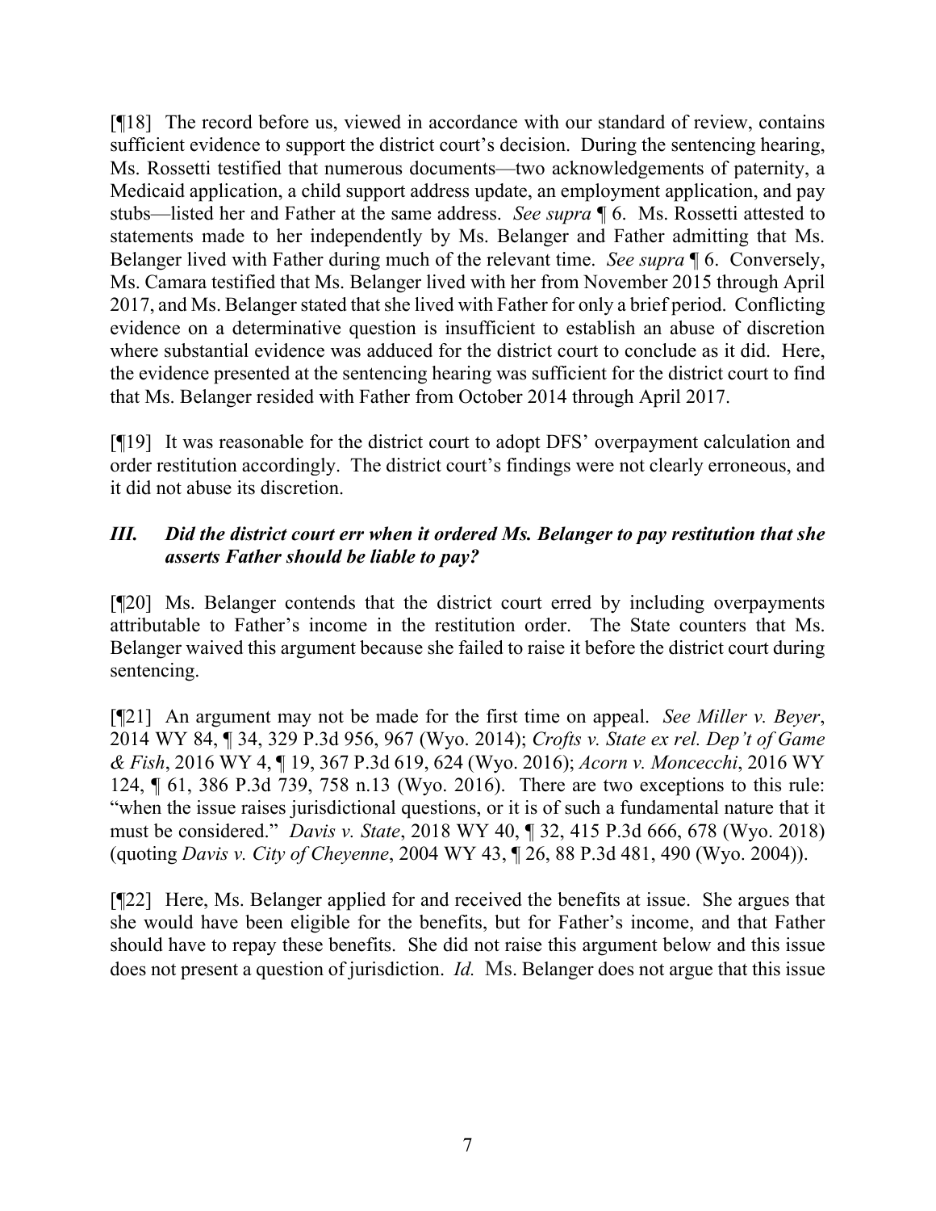[¶18] The record before us, viewed in accordance with our standard of review, contains sufficient evidence to support the district court's decision. During the sentencing hearing, Ms. Rossetti testified that numerous documents—two acknowledgements of paternity, a Medicaid application, a child support address update, an employment application, and pay stubs—listed her and Father at the same address. *See supra* ¶ 6. Ms. Rossetti attested to statements made to her independently by Ms. Belanger and Father admitting that Ms. Belanger lived with Father during much of the relevant time. *See supra* ¶ 6. Conversely, Ms. Camara testified that Ms. Belanger lived with her from November 2015 through April 2017, and Ms. Belanger stated that she lived with Father for only a brief period. Conflicting evidence on a determinative question is insufficient to establish an abuse of discretion where substantial evidence was adduced for the district court to conclude as it did. Here, the evidence presented at the sentencing hearing was sufficient for the district court to find that Ms. Belanger resided with Father from October 2014 through April 2017.

[¶19] It was reasonable for the district court to adopt DFS' overpayment calculation and order restitution accordingly. The district court's findings were not clearly erroneous, and it did not abuse its discretion.

### *III. Did the district court err when it ordered Ms. Belanger to pay restitution that she asserts Father should be liable to pay?*

[¶20] Ms. Belanger contends that the district court erred by including overpayments attributable to Father's income in the restitution order. The State counters that Ms. Belanger waived this argument because she failed to raise it before the district court during sentencing.

[¶21] An argument may not be made for the first time on appeal. *See Miller v. Beyer*, 2014 WY 84, ¶ 34, 329 P.3d 956, 967 (Wyo. 2014); *Crofts v. State ex rel. Dep't of Game & Fish*, 2016 WY 4, ¶ 19, 367 P.3d 619, 624 (Wyo. 2016); *Acorn v. Moncecchi*, 2016 WY 124, ¶ 61, 386 P.3d 739, 758 n.13 (Wyo. 2016). There are two exceptions to this rule: "when the issue raises jurisdictional questions, or it is of such a fundamental nature that it must be considered." *Davis v. State*, 2018 WY 40, ¶ 32, 415 P.3d 666, 678 (Wyo. 2018) (quoting *Davis v. City of Cheyenne*, 2004 WY 43, ¶ 26, 88 P.3d 481, 490 (Wyo. 2004)).

[¶22] Here, Ms. Belanger applied for and received the benefits at issue. She argues that she would have been eligible for the benefits, but for Father's income, and that Father should have to repay these benefits. She did not raise this argument below and this issue does not present a question of jurisdiction. *Id.* Ms. Belanger does not argue that this issue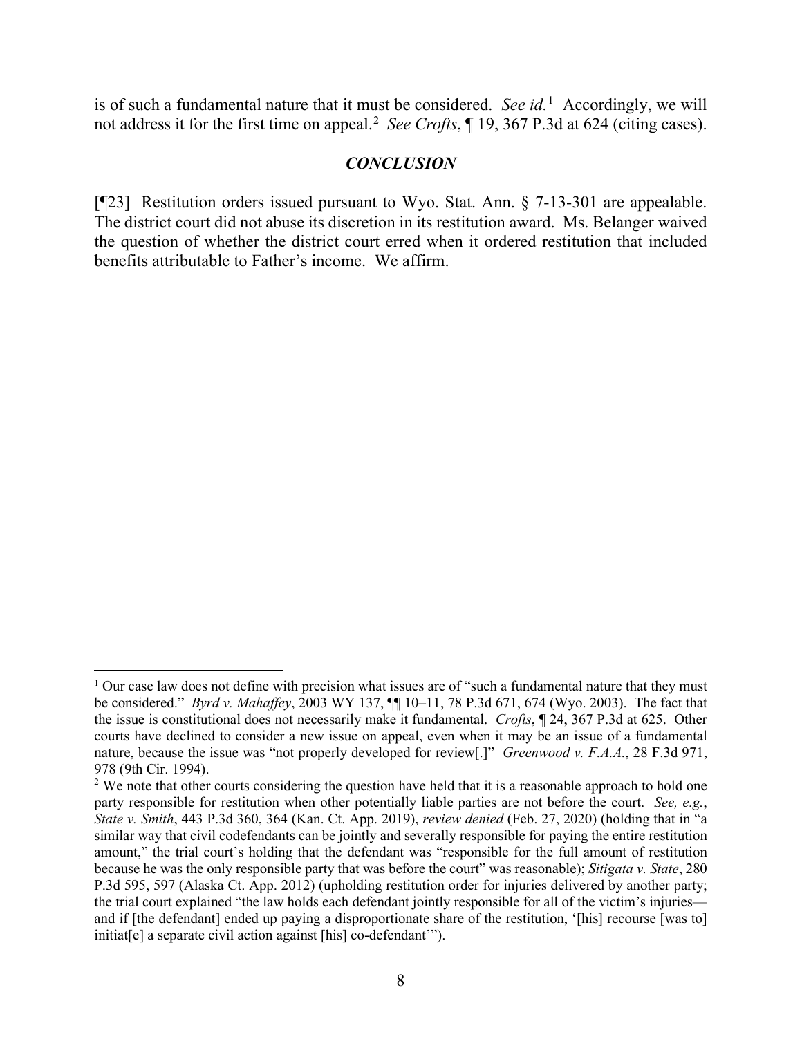is of such a fundamental nature that it must be considered. *See id.*[1] Accordingly, we will not address it for the first time on appeal.[2] *See Crofts*, ¶ 19, 367 P.3d at 624 (citing cases).

### *CONCLUSION*

[¶23] Restitution orders issued pursuant to Wyo. Stat. Ann. § 7-13-301 are appealable. The district court did not abuse its discretion in its restitution award. Ms. Belanger waived the question of whether the district court erred when it ordered restitution that included benefits attributable to Father's income. We affirm.

---

[1] Our case law does not define with precision what issues are of "such a fundamental nature that they must be considered." *Byrd v. Mahaffey*, 2003 WY 137, ¶¶ 10–11, 78 P.3d 671, 674 (Wyo. 2003). The fact that the issue is constitutional does not necessarily make it fundamental. *Crofts*, ¶ 24, 367 P.3d at 625. Other courts have declined to consider a new issue on appeal, even when it may be an issue of a fundamental nature, because the issue was "not properly developed for review[.]" *Greenwood v. F.A.A.*, 28 F.3d 971, 978 (9th Cir. 1994).

[2] We note that other courts considering the question have held that it is a reasonable approach to hold one party responsible for restitution when other potentially liable parties are not before the court. *See, e.g.*, *State v. Smith*, 443 P.3d 360, 364 (Kan. Ct. App. 2019), *review denied* (Feb. 27, 2020) (holding that in "a similar way that civil codefendants can be jointly and severally responsible for paying the entire restitution amount," the trial court's holding that the defendant was "responsible for the full amount of restitution because he was the only responsible party that was before the court" was reasonable); *Sitigata v. State*, 280 P.3d 595, 597 (Alaska Ct. App. 2012) (upholding restitution order for injuries delivered by another party; the trial court explained "the law holds each defendant jointly responsible for all of the victim's injuries—and if [the defendant] ended up paying a disproportionate share of the restitution, '[his] recourse [was to] initiat[e] a separate civil action against [his] co-defendant'").